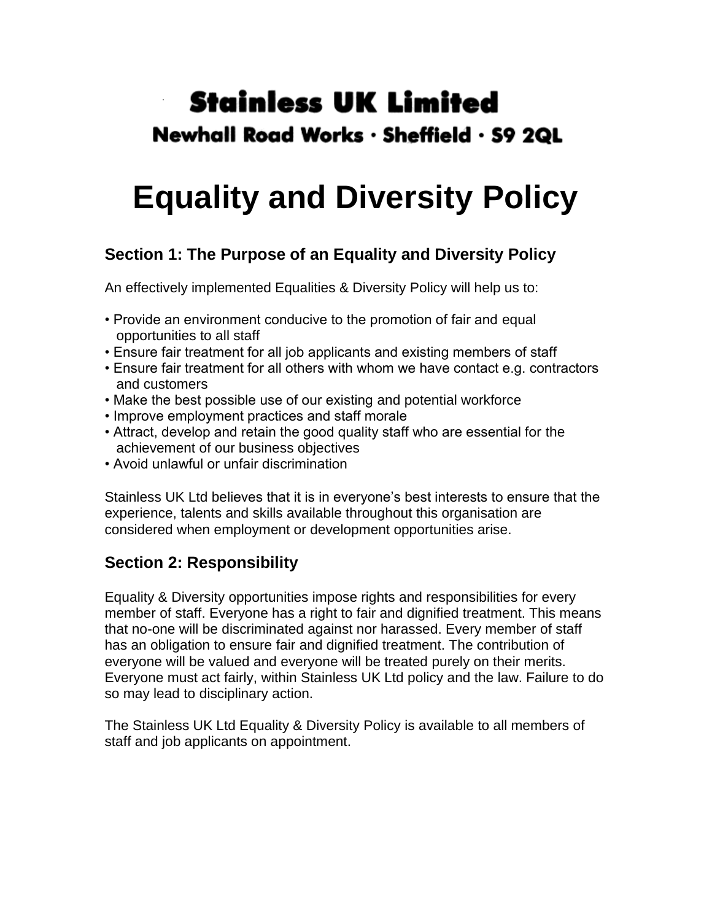**Stainless UK Limited**

**Newhall Road Works · Sheffield · S9 2QL**

# Equality and Diversity Policy

## Section 1: The Purpose of an Equality and Diversity Policy

An effectively implemented Equalities & Diversity Policy will help us to:

- Provide an environment conducive to the promotion of fair and equal opportunities to all staff
- Ensure fair treatment for all job applicants and existing members of staff
- Ensure fair treatment for all others with whom we have contact e.g. contractors and customers
- Make the best possible use of our existing and potential workforce
- Improve employment practices and staff morale
- Attract, develop and retain the good quality staff who are essential for the achievement of our business objectives
- Avoid unlawful or unfair discrimination

Stainless UK Ltd believes that it is in everyone's best interests to ensure that the experience, talents and skills available throughout this organisation are considered when employment or development opportunities arise.

## Section 2: Responsibility

Equality & Diversity opportunities impose rights and responsibilities for every member of staff. Everyone has a right to fair and dignified treatment. This means that no-one will be discriminated against nor harassed. Every member of staff has an obligation to ensure fair and dignified treatment. The contribution of everyone will be valued and everyone will be treated purely on their merits. Everyone must act fairly, within Stainless UK Ltd policy and the law. Failure to do so may lead to disciplinary action.

The Stainless UK Ltd Equality & Diversity Policy is available to all members of staff and job applicants on appointment.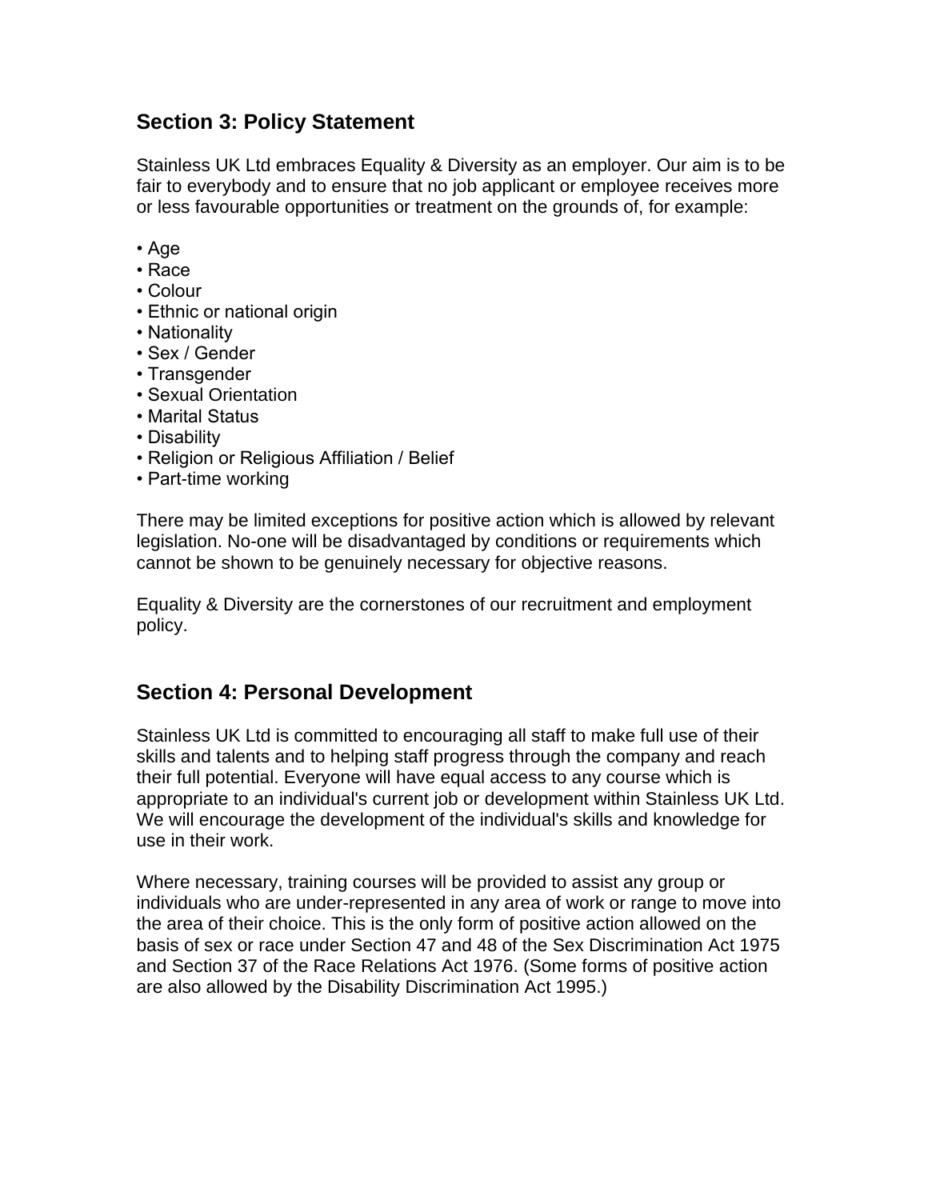## Section 3: Policy Statement

Stainless UK Ltd embraces Equality & Diversity as an employer. Our aim is to be fair to everybody and to ensure that no job applicant or employee receives more or less favourable opportunities or treatment on the grounds of, for example:

- Age
- Race
- Colour
- Ethnic or national origin
- Nationality
- Sex / Gender
- Transgender
- Sexual Orientation
- Marital Status
- Disability
- Religion or Religious Affiliation / Belief
- Part-time working

There may be limited exceptions for positive action which is allowed by relevant legislation. No-one will be disadvantaged by conditions or requirements which cannot be shown to be genuinely necessary for objective reasons.

Equality & Diversity are the cornerstones of our recruitment and employment policy.

## Section 4: Personal Development

Stainless UK Ltd is committed to encouraging all staff to make full use of their skills and talents and to helping staff progress through the company and reach their full potential. Everyone will have equal access to any course which is appropriate to an individual's current job or development within Stainless UK Ltd. We will encourage the development of the individual's skills and knowledge for use in their work.

Where necessary, training courses will be provided to assist any group or individuals who are under-represented in any area of work or range to move into the area of their choice. This is the only form of positive action allowed on the basis of sex or race under Section 47 and 48 of the Sex Discrimination Act 1975 and Section 37 of the Race Relations Act 1976. (Some forms of positive action are also allowed by the Disability Discrimination Act 1995.)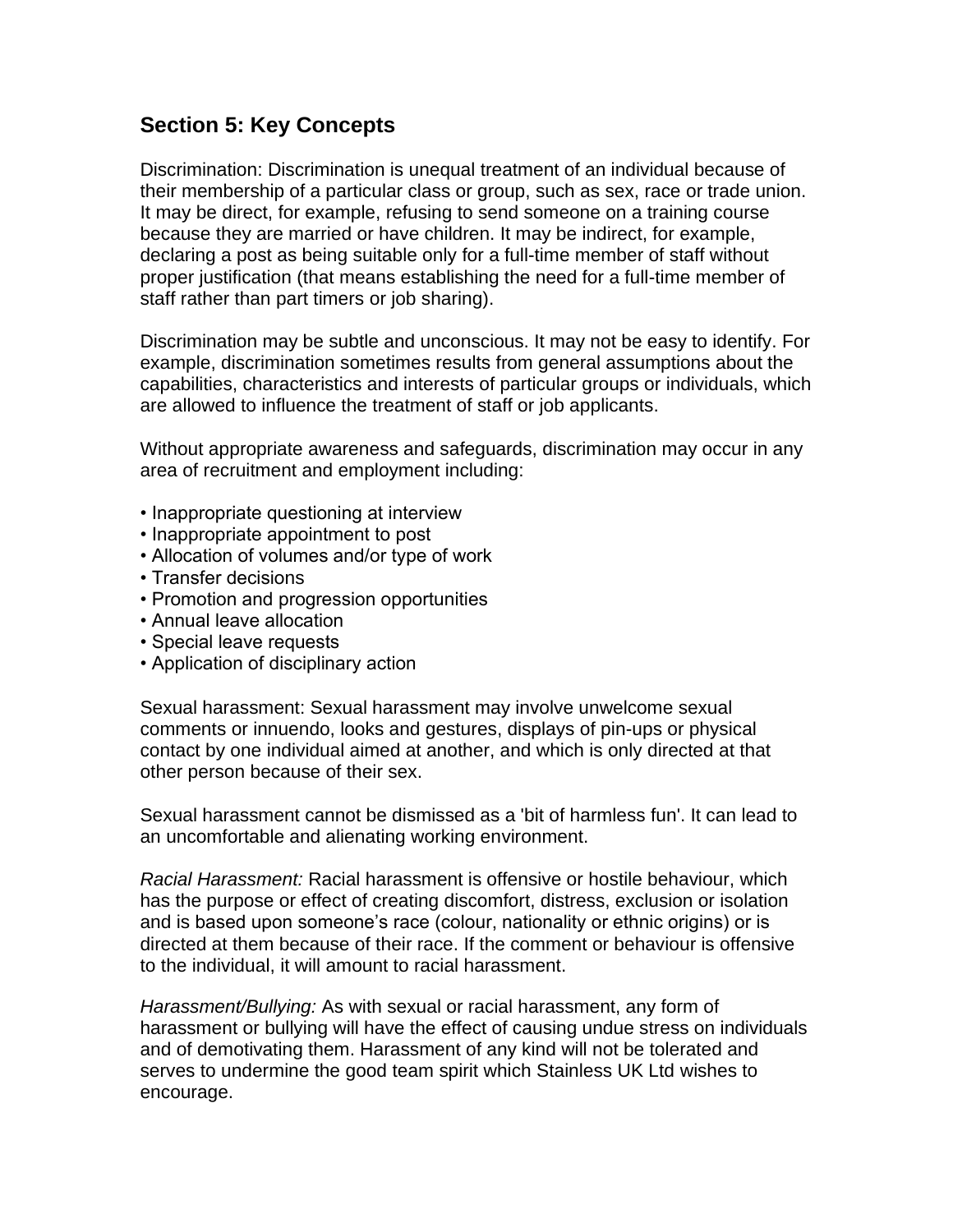## Section 5: Key Concepts

Discrimination: Discrimination is unequal treatment of an individual because of their membership of a particular class or group, such as sex, race or trade union. It may be direct, for example, refusing to send someone on a training course because they are married or have children. It may be indirect, for example, declaring a post as being suitable only for a full-time member of staff without proper justification (that means establishing the need for a full-time member of staff rather than part timers or job sharing).

Discrimination may be subtle and unconscious. It may not be easy to identify. For example, discrimination sometimes results from general assumptions about the capabilities, characteristics and interests of particular groups or individuals, which are allowed to influence the treatment of staff or job applicants.

Without appropriate awareness and safeguards, discrimination may occur in any area of recruitment and employment including:

- Inappropriate questioning at interview
- Inappropriate appointment to post
- Allocation of volumes and/or type of work
- Transfer decisions
- Promotion and progression opportunities
- Annual leave allocation
- Special leave requests
- Application of disciplinary action

Sexual harassment: Sexual harassment may involve unwelcome sexual comments or innuendo, looks and gestures, displays of pin-ups or physical contact by one individual aimed at another, and which is only directed at that other person because of their sex.

Sexual harassment cannot be dismissed as a 'bit of harmless fun'. It can lead to an uncomfortable and alienating working environment.

*Racial Harassment:* Racial harassment is offensive or hostile behaviour, which has the purpose or effect of creating discomfort, distress, exclusion or isolation and is based upon someone's race (colour, nationality or ethnic origins) or is directed at them because of their race. If the comment or behaviour is offensive to the individual, it will amount to racial harassment.

*Harassment/Bullying:* As with sexual or racial harassment, any form of harassment or bullying will have the effect of causing undue stress on individuals and of demotivating them. Harassment of any kind will not be tolerated and serves to undermine the good team spirit which Stainless UK Ltd wishes to encourage.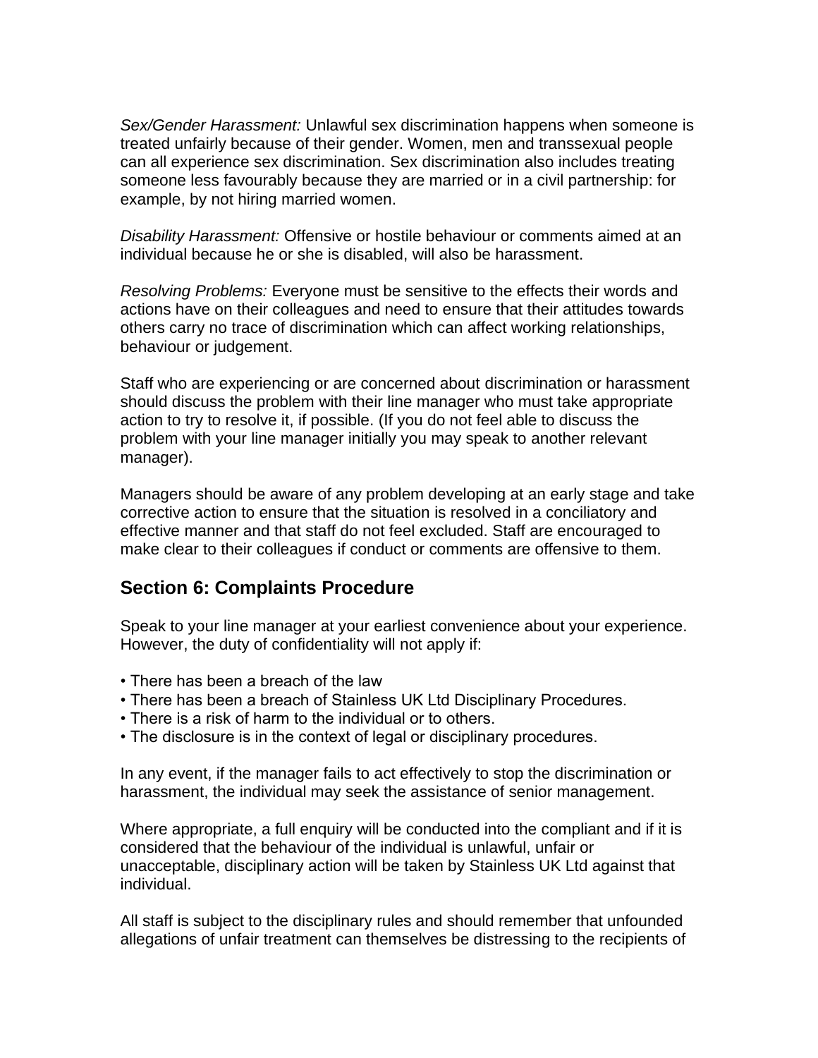*Sex/Gender Harassment:* Unlawful sex discrimination happens when someone is treated unfairly because of their gender. Women, men and transsexual people can all experience sex discrimination. Sex discrimination also includes treating someone less favourably because they are married or in a civil partnership: for example, by not hiring married women.

*Disability Harassment:* Offensive or hostile behaviour or comments aimed at an individual because he or she is disabled, will also be harassment.

*Resolving Problems:* Everyone must be sensitive to the effects their words and actions have on their colleagues and need to ensure that their attitudes towards others carry no trace of discrimination which can affect working relationships, behaviour or judgement.

Staff who are experiencing or are concerned about discrimination or harassment should discuss the problem with their line manager who must take appropriate action to try to resolve it, if possible. (If you do not feel able to discuss the problem with your line manager initially you may speak to another relevant manager).

Managers should be aware of any problem developing at an early stage and take corrective action to ensure that the situation is resolved in a conciliatory and effective manner and that staff do not feel excluded. Staff are encouraged to make clear to their colleagues if conduct or comments are offensive to them.

## Section 6: Complaints Procedure

Speak to your line manager at your earliest convenience about your experience. However, the duty of confidentiality will not apply if:

- There has been a breach of the law
- There has been a breach of Stainless UK Ltd Disciplinary Procedures.
- There is a risk of harm to the individual or to others.
- The disclosure is in the context of legal or disciplinary procedures.

In any event, if the manager fails to act effectively to stop the discrimination or harassment, the individual may seek the assistance of senior management.

Where appropriate, a full enquiry will be conducted into the compliant and if it is considered that the behaviour of the individual is unlawful, unfair or unacceptable, disciplinary action will be taken by Stainless UK Ltd against that individual.

All staff is subject to the disciplinary rules and should remember that unfounded allegations of unfair treatment can themselves be distressing to the recipients of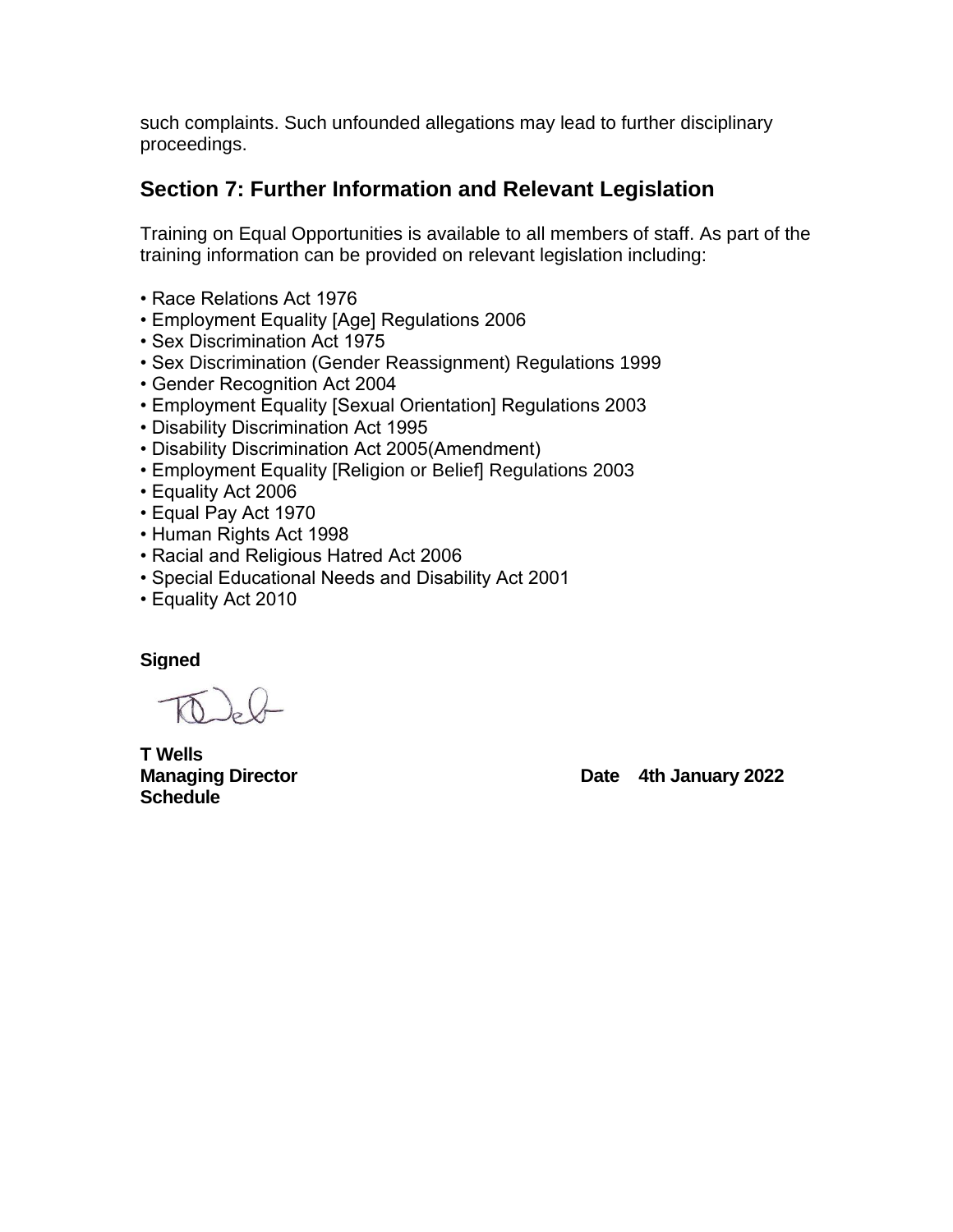such complaints. Such unfounded allegations may lead to further disciplinary proceedings.

## Section 7: Further Information and Relevant Legislation

Training on Equal Opportunities is available to all members of staff. As part of the training information can be provided on relevant legislation including:

- Race Relations Act 1976
- Employment Equality [Age] Regulations 2006
- Sex Discrimination Act 1975
- Sex Discrimination (Gender Reassignment) Regulations 1999
- Gender Recognition Act 2004
- Employment Equality [Sexual Orientation] Regulations 2003
- Disability Discrimination Act 1995
- Disability Discrimination Act 2005(Amendment)
- Employment Equality [Religion or Belief] Regulations 2003
- Equality Act 2006
- Equal Pay Act 1970
- Human Rights Act 1998
- Racial and Religious Hatred Act 2006
- Special Educational Needs and Disability Act 2001
- Equality Act 2010

**Signed**

**T Wells**
**Managing Director** **Date 4th January 2022**
**Schedule**